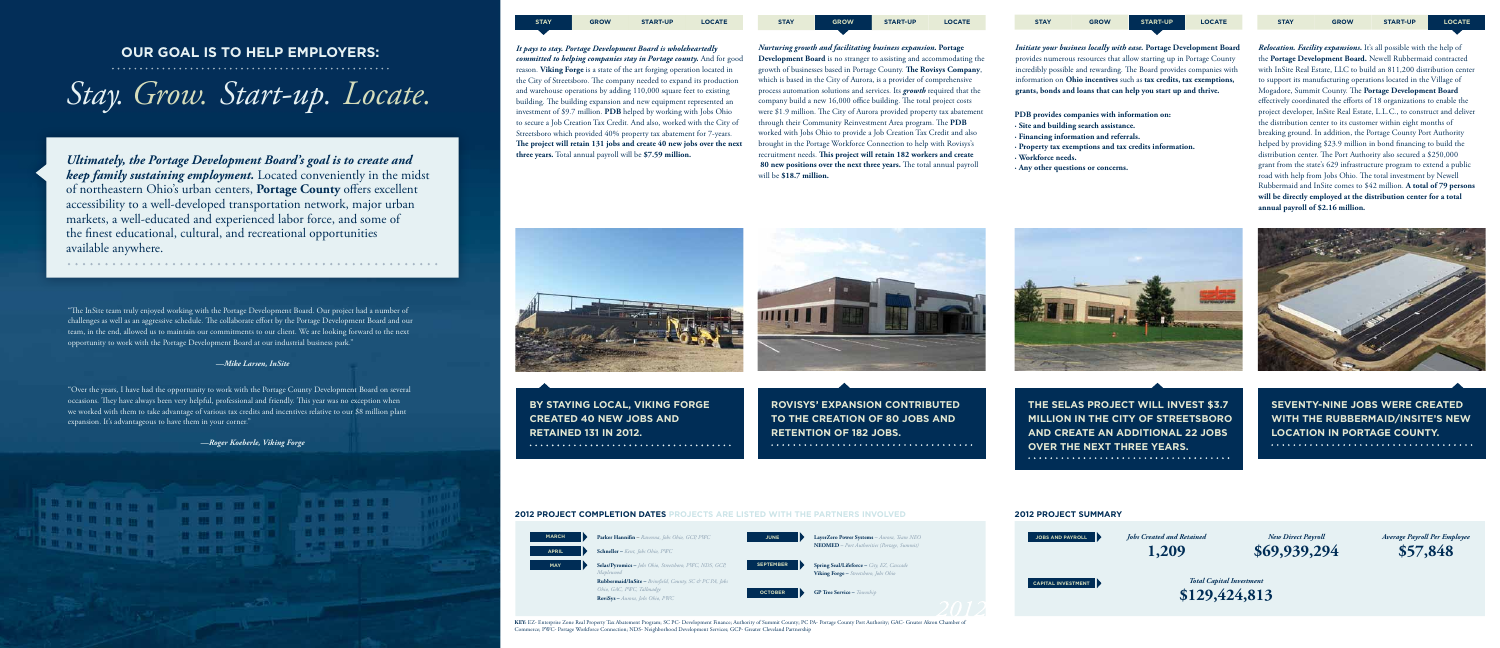## OUR GOAL IS TO HELP EMPLOYERS:

# *Stay. Grow. Start-up. Locate.*

***Ultimately, the Portage Development Board's goal is to create and keep family sustaining employment.*** Located conveniently in the midst of northeastern Ohio's urban centers, **Portage County** offers excellent accessibility to a well-developed transportation network, major urban markets, a well-educated and experienced labor force, and some of the finest educational, cultural, and recreational opportunities available anywhere.

"The InSite team truly enjoyed working with the Portage Development Board. Our project had a number of challenges as well as an aggressive schedule. The collaborate effort by the Portage Development Board and our team, in the end, allowed us to maintain our commitments to our client. We are looking forward to the next opportunity to work with the Portage Development Board at our industrial business park."

***—Mike Larsen, InSite***

"Over the years, I have had the opportunity to work with the Portage County Development Board on several occasions. They have always been very helpful, professional and friendly. This year was no exception when we worked with them to take advantage of various tax credits and incentives relative to our $8 million plant expansion. It's advantageous to have them in your corner."

***—Roger Koeberle, Viking Forge***

STAY | GROW | START-UP | LOCATE

***It pays to stay. Portage Development Board is wholeheartedly committed to helping companies stay in Portage county.*** And for good reason. **Viking Forge** is a state of the art forging operation located in the City of Streetsboro. The company needed to expand its production and warehouse operations by adding 110,000 square feet to existing building. The building expansion and new equipment represented an investment of $9.7 million. **PDB** helped by working with Jobs Ohio to secure a Job Creation Tax Credit. And also, worked with the City of Streetsboro which provided 40% property tax abatement for 7-years. **The project will retain 131 jobs and create 40 new jobs over the next three years.** Total annual payroll will be **$7.59 million.**

**BY STAYING LOCAL, VIKING FORGE CREATED 40 NEW JOBS AND RETAINED 131 IN 2012.**

***Nurturing growth and facilitating business expansion.*** **Portage Development Board** is no stranger to assisting and accommodating the growth of businesses based in Portage County. **The Rovisys Company**, which is based in the City of Aurora, is a provider of comprehensive process automation solutions and services. Its ***growth*** required that the company build a new 16,000 office building. The total project costs were $1.9 million. The City of Aurora provided property tax abatement through their Community Reinvestment Area program. The **PDB** worked with Jobs Ohio to provide a Job Creation Tax Credit and also brought in the Portage Workforce Connection to help with Rovisys's recruitment needs. **This project will retain 182 workers and create 80 new positions over the next three years.** The total annual payroll will be **$18.7 million.**

**ROVISYS' EXPANSION CONTRIBUTED TO THE CREATION OF 80 JOBS AND RETENTION OF 182 JOBS.**

***Initiate your business locally with ease.*** **Portage Development Board** provides numerous resources that allow starting up in Portage County incredibly possible and rewarding. The Board provides companies with information on **Ohio incentives** such as **tax credits, tax exemptions, grants, bonds and loans that can help you start up and thrive.**

**PDB provides companies with information on:**

- **Site and building search assistance.**
- **Financing information and referrals.**
- **Property tax exemptions and tax credits information.**
- **Workforce needs.**
- **Any other questions or concerns.**

**THE SELAS PROJECT WILL INVEST $3.7 MILLION IN THE CITY OF STREETSBORO AND CREATE AN ADDITIONAL 22 JOBS OVER THE NEXT THREE YEARS.**

***Relocation. Facility expansions.*** It's all possible with the help of the **Portage Development Board.** Newell Rubbermaid contracted with InSite Real Estate, LLC to build an 811,200 distribution center to support its manufacturing operations located in the Village of Mogadore, Summit County. The **Portage Development Board** effectively coordinated the efforts of 18 organizations to enable the project developer, InSite Real Estate, L.L.C., to construct and deliver the distribution center to its customer within eight months of breaking ground. In addition, the Portage County Port Authority helped by providing $23.9 million in bond financing to build the distribution center. The Port Authority also secured a $250,000 grant from the state's 629 infrastructure program to extend a public road with help from Jobs Ohio. The total investment by Newell Rubbermaid and InSite comes to $42 million. **A total of 79 persons will be directly employed at the distribution center for a total annual payroll of $2.16 million.**

**SEVENTY-NINE JOBS WERE CREATED WITH THE RUBBERMAID/INSITE'S NEW LOCATION IN PORTAGE COUNTY.**

### 2012 PROJECT COMPLETION DATES PROJECTS ARE LISTED WITH THE PARTNERS INVOLVED

- **MARCH** — **Parker Hannifin** – *Ravenna, Jobs Ohio, GCP, PWC*
- **APRIL** — **Schneller** – *Kent, Jobs Ohio, PWC*
- **MAY** — **Selas/Pyromics** – *Jobs Ohio, Streetsboro, PWC, NDS, GCP Maplewood*
  - **Rubbermaid/InSite** – *Brimfield, County, SC & PC PA, Jobs Ohio, GAC, PWC, Tallmadge*
  - **RoviSys** – *Aurora, Jobs Ohio, PWC*
- **JUNE** — **LayerZero Power Systems** – *Aurora, Team NEO*
  - **NEOMED** – *Port Authority (Rootstown, Summit)*
- **SEPTEMBER** — **Spring Seal/Lifeforce** – *City EZ, Cascade*
  - **Viking Forge** – *Streetsboro, Jobs Ohio*
- **OCTOBER** — **GP Tree Service** – *Township*

**KEY:** EZ- Enterprise Zone Real Property Tax Abatement Program; SC PC- Development Finance; Authority of Summit County; PC PA- Portage County Port Authority; GAC- Greater Akron Chamber of Commerce; PWC- Portage Workforce Connection; NDS- Neighborhood Development Services; GCP- Greater Cleveland Partnership

### 2012 PROJECT SUMMARY

| | | | |
|---|---|---|---|
| JOBS AND PAYROLL | *Jobs Created and Retained* **1,209** | *New Direct Payroll* **$69,939,294** | *Average Payroll Per Employee* **$57,848** |
| CAPITAL INVESTMENT | *Total Capital Investment* **$129,424,813** | | |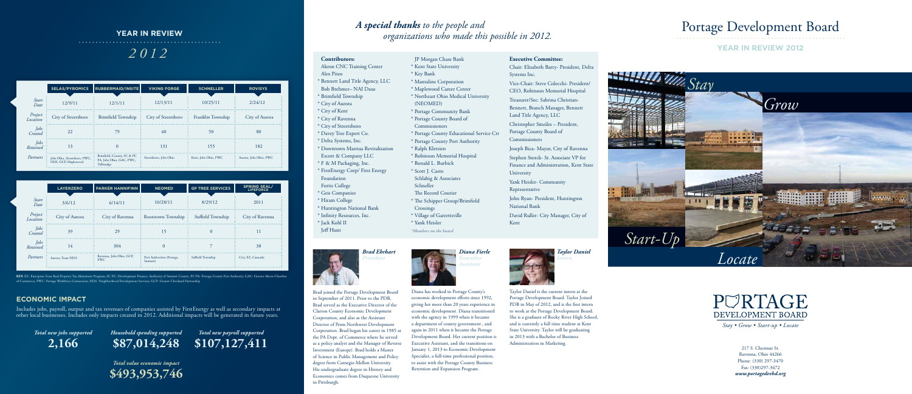## YEAR IN REVIEW

*2012*

| | SELAS/PYROMICS | RUBBERMAID/INSITE | VIKING FORGE | SCHNELLER | ROVISYS |
|---|---|---|---|---|---|
| *Start Date* | 12/9/11 | 12/1/11 | 12/13/11 | 10/25/11 | 2/24/12 |
| *Project Location* | City of Streetsboro | Brimfield Township | City of Streetsboro | Franklin Township | City of Aurora |
| *Jobs Created* | 22 | 79 | 40 | 50 | 80 |
| *Jobs Retained* | 13 | 0 | 131 | 155 | 182 |
| *Partners* | Jobs Ohio, Streetsboro, PWC, NDS, GCP, Maplewood | Brimfield, County, SC & PC PA, Jobs Ohio, GAC, PWC, Tallmadge | Streetsboro, Jobs Ohio | Kent, Jobs Ohio, PWC | Aurora, Jobs Ohio, PWC |

| | LAYERZERO | PARKER HANNIFINN | NEOMED | GP TREE SERVICES | SPRING SEAL/ LIFEFORCE |
|---|---|---|---|---|---|
| *Start Date* | 3/6/12 | 6/14/11 | 10/28/11 | 8/29/12 | 2011 |
| *Project Location* | City of Aurora | City of Ravenna | Rootstown Township | Suffield Township | City of Ravenna |
| *Jobs Created* | 39 | 29 | 15 | 0 | 11 |
| *Jobs Retained* | 14 | 304 | 0 | 7 | 38 |
| *Partners* | Aurora, Team NEO | Ravenna, Jobs Ohio, GCP, PWC | Port Authorities (Portage, Summit) | Suffield Township | City, EZ, Cascade |

**KEY:** EZ- Enterprise Zone Real Property Tax Abatement Program; SC PC- Development Finance Authority of Summit County; PC PA- Portage County Port Authority; GAC- Greater Akron Chamber of Commerce; PWC- Portage Workforce Connection; NDS- Neighborhood Development Services; GCP- Greater Cleveland Partnership

### ECONOMIC IMPACT

Includes jobs, payroll, output and tax revenues of companies assisted by FirstEnergy as well as secondary impacts at other local businesses. Includes only impacts created in 2012. Additional impacts will be generated in future years.

*Total new jobs supported*
**2,166**

*Household spending supported*
**$87,014,248**

*Total new payroll supported*
**$107,127,411**

*Total value economic impact*
**$493,953,746**

## *A special thanks to the people and organizations who made this possible in 2012.*

**Contributors:**

Akron CNC Training Center
Alex Piteo
* Bennett Land Title Agency, LLC
Bob Brehmer– NAI Daus
* Brimfield Township
* City of Aurora
* City of Kent
* City of Ravenna
* City of Streetsboro
* Davey Tree Expert Co.
* Delta Systems, Inc.
* Downtown Mantua Revitalization Escort & Company LLC
* F & M Packaging, Inc.
* FirstEnergy Corp/ First Energy Foundation
Fortis College
* Geis Companies
* Hiram College
* Huntington National Bank
* Infinity Resources, Inc.
* Jack Kohl II
Jeff Hunt
JP Morgan Chase Bank
* Kent State University
* Key Bank
* Mantaline Corporation
* Maplewood Career Center
* Northeast Ohio Medical University (NEOMED)
* Portage Community Bank
* Portage County Board of Commissioners
* Portage County Educational Service Ctr
* Portage County Port Authority
* Ralph Kletzien
* Robinson Memorial Hospital
* Ronald L. Burbick
* Scott J. Casto
Schlabig & Associates
Schneller
The Record Courier
* The Schipper Group/Brimfield Crossings
* Village of Garrettsville
* Yank Heisler

*\*Members on the board*

**Executive Committee:**

Chair: Elizabeth Barry- President, Delta Systems Inc.

Vice-Chair: Steve Colecchi- President/ CEO, Robinson Memorial Hospital

Treasurer/Sec: Sabrina Christian-Bennett, Branch Manager, Bennett Land Title Agency, LLC

Christopher Smeiles – President, Portage County Board of Commissioners

Joseph Bica- Mayor, City of Ravenna

Stephen Storck- Sr. Associate VP for Finance and Administration, Kent State University

Yank Heisler- Community Representative

John Ryan- President, Huntington National Bank

David Ruller- City Manager, City of Kent

***Brad Ehrhart***
*President*

Brad joined the Portage Development Board in September of 2011. Prior to the PDB, Brad served as the Executive Director of the Clarion County Economic Development Corporation, and also as the Assistant Director of Penn-Northwest Development Corporation. Brad began his career in 1985 at the PA Dept. of Commerce where he served as a policy analyst and the Manager of Reverse Investment (Europe). Brad holds a Master of Science in Public Management and Policy degree from Carnegie-Mellon University. His undergraduate degree in History and Economics comes from Duquesne University in Pittsburgh.

***Diana Fierle***
*Executive Assistant*

Diana has worked in Portage County's economic development efforts since 1992, giving her more than 20 years experience in economic development. Diana transitioned with the agency in 1999 when it became a department of county government , and again in 2011 when it became the Portage Development Board. Her current position is Executive Assistant, and she transitions on January 1, 2013 to Economic Development Specialist, a full-time professional position, to assist with the Portage County Business Retention and Expansion Program.

***Taylor Daniel***
*Intern*

Taylor Daniel is the current intern at the Portage Development Board. Taylor Joined PDB in May of 2012, and is the first intern to work at the Portage Development Board. She is a graduate of Rocky River High School, and is currently a full time student at Kent State University. Taylor will be graduating in 2013 with a Bachelor of Business Administration in Marketing.

# Portage Development Board

**YEAR IN REVIEW 2012**

*Stay*
*Grow*
*Start-Up*
*Locate*

PORTAGE DEVELOPMENT BOARD

*Stay • Grow • Start-up • Locate*

217 S. Chestnut St.
Ravenna, Ohio 44266
Phone: (330) 297-3470
Fax: (330)297-3472
***www.portagedevbd.org***